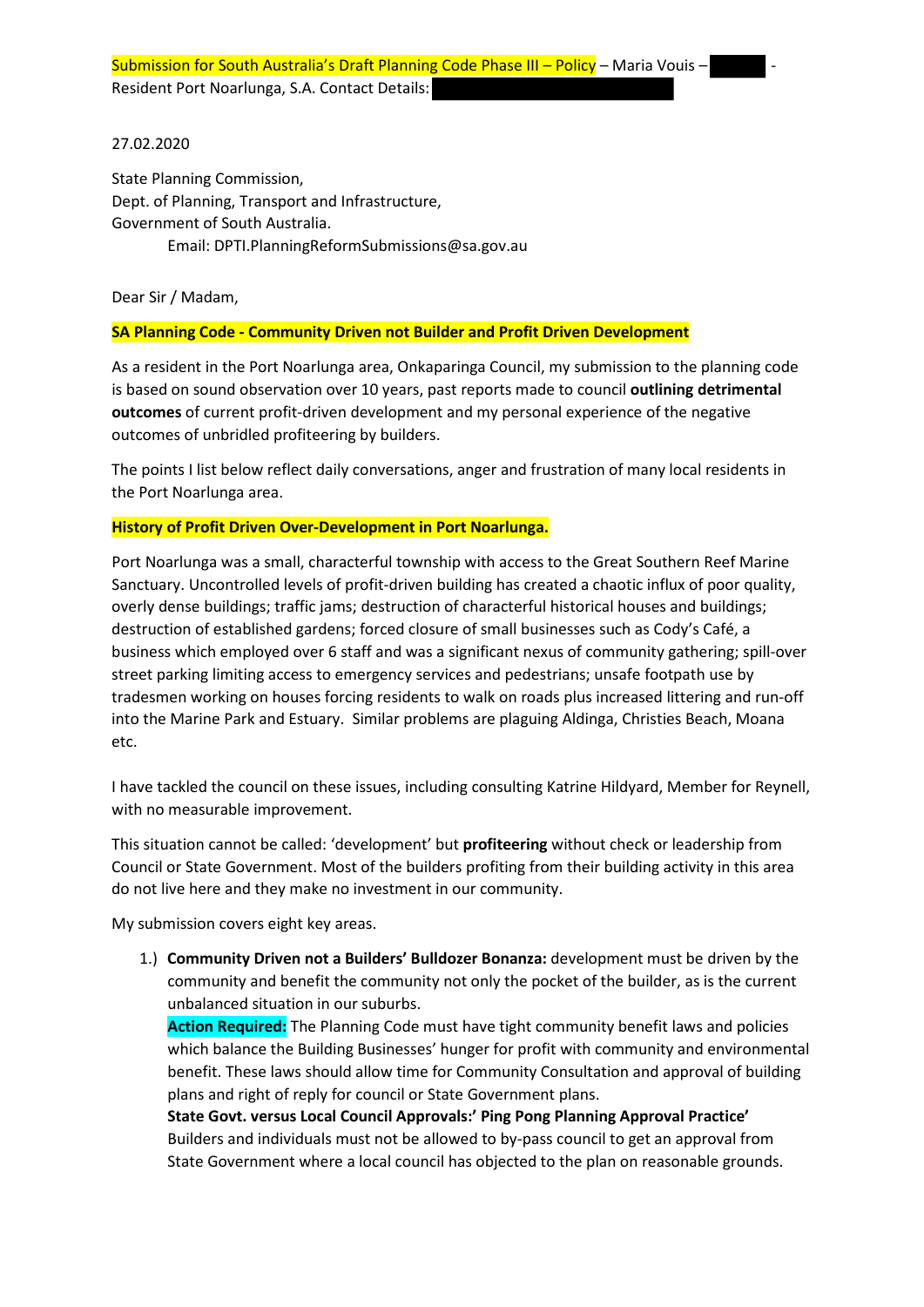Submission for South Australia's Draft Planning Code Phase III – Policy – Maria Vouis – -
Resident Port Noarlunga, S.A. Contact Details:

27.02.2020

State Planning Commission,
Dept. of Planning, Transport and Infrastructure,
Government of South Australia.
Email: DPTI.PlanningReformSubmissions@sa.gov.au

Dear Sir / Madam,

**SA Planning Code - Community Driven not Builder and Profit Driven Development**

As a resident in the Port Noarlunga area, Onkaparinga Council, my submission to the planning code is based on sound observation over 10 years, past reports made to council **outlining detrimental outcomes** of current profit-driven development and my personal experience of the negative outcomes of unbridled profiteering by builders.

The points I list below reflect daily conversations, anger and frustration of many local residents in the Port Noarlunga area.

**History of Profit Driven Over-Development in Port Noarlunga.**

Port Noarlunga was a small, characterful township with access to the Great Southern Reef Marine Sanctuary. Uncontrolled levels of profit-driven building has created a chaotic influx of poor quality, overly dense buildings; traffic jams; destruction of characterful historical houses and buildings; destruction of established gardens; forced closure of small businesses such as Cody's Café, a business which employed over 6 staff and was a significant nexus of community gathering; spill-over street parking limiting access to emergency services and pedestrians; unsafe footpath use by tradesmen working on houses forcing residents to walk on roads plus increased littering and run-off into the Marine Park and Estuary. Similar problems are plaguing Aldinga, Christies Beach, Moana etc.

I have tackled the council on these issues, including consulting Katrine Hildyard, Member for Reynell, with no measurable improvement.

This situation cannot be called: 'development' but **profiteering** without check or leadership from Council or State Government. Most of the builders profiting from their building activity in this area do not live here and they make no investment in our community.

My submission covers eight key areas.

1.) **Community Driven not a Builders' Bulldozer Bonanza:** development must be driven by the community and benefit the community not only the pocket of the builder, as is the current unbalanced situation in our suburbs.
**Action Required:** The Planning Code must have tight community benefit laws and policies which balance the Building Businesses' hunger for profit with community and environmental benefit. These laws should allow time for Community Consultation and approval of building plans and right of reply for council or State Government plans.
**State Govt. versus Local Council Approvals:' Ping Pong Planning Approval Practice'**
Builders and individuals must not be allowed to by-pass council to get an approval from State Government where a local council has objected to the plan on reasonable grounds.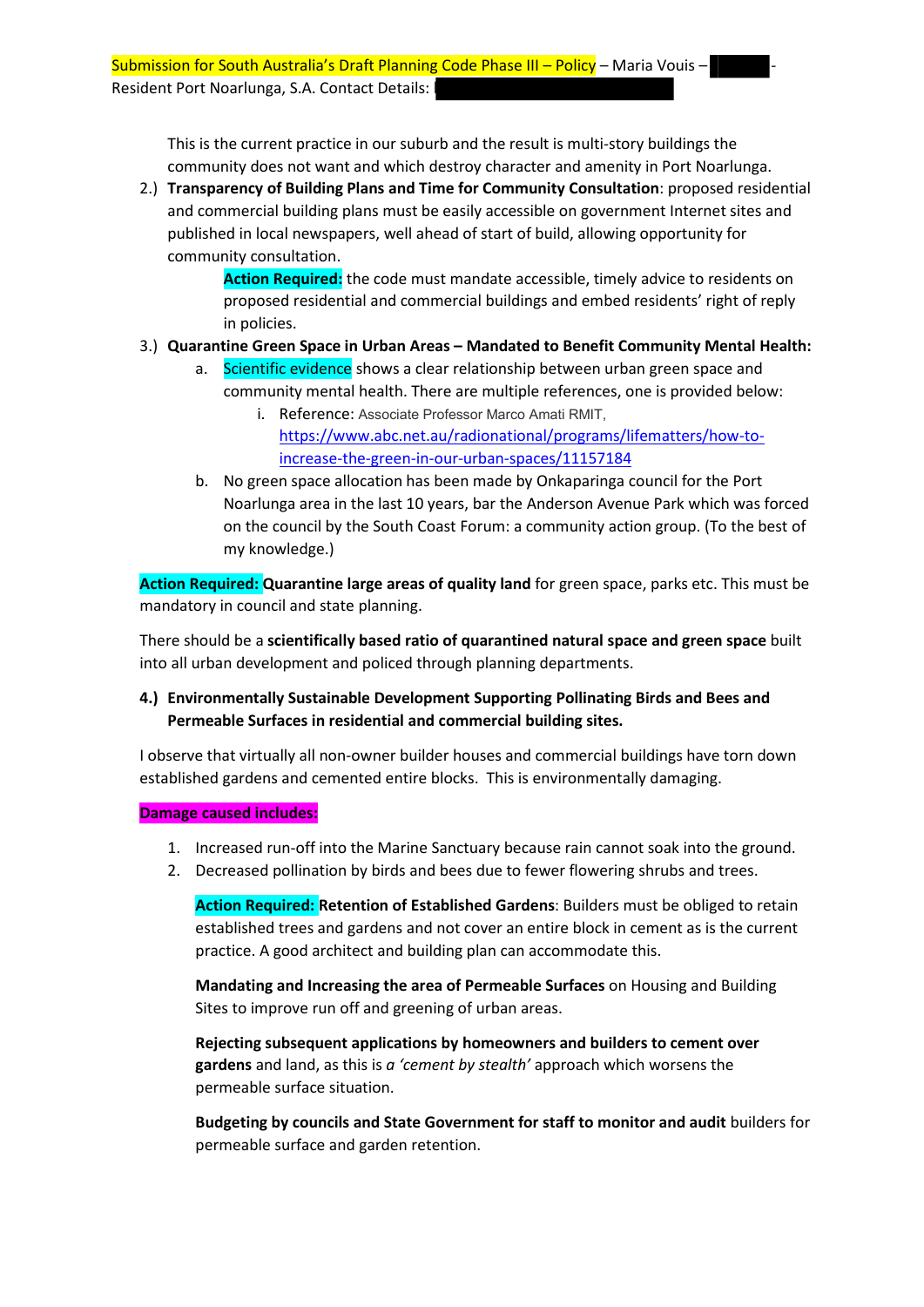This is the current practice in our suburb and the result is multi-story buildings the community does not want and which destroy character and amenity in Port Noarlunga.

2.) **Transparency of Building Plans and Time for Community Consultation**: proposed residential and commercial building plans must be easily accessible on government Internet sites and published in local newspapers, well ahead of start of build, allowing opportunity for community consultation.

   **Action Required:** the code must mandate accessible, timely advice to residents on proposed residential and commercial buildings and embed residents' right of reply in policies.

3.) **Quarantine Green Space in Urban Areas – Mandated to Benefit Community Mental Health:**

   a. Scientific evidence shows a clear relationship between urban green space and community mental health. There are multiple references, one is provided below:

      i. Reference: Associate Professor Marco Amati RMIT, https://www.abc.net.au/radionational/programs/lifematters/how-to-increase-the-green-in-our-urban-spaces/11157184

   b. No green space allocation has been made by Onkaparinga council for the Port Noarlunga area in the last 10 years, bar the Anderson Avenue Park which was forced on the council by the South Coast Forum: a community action group. (To the best of my knowledge.)

**Action Required:** **Quarantine large areas of quality land** for green space, parks etc. This must be mandatory in council and state planning.

There should be a **scientifically based ratio of quarantined natural space and green space** built into all urban development and policed through planning departments.

**4.) Environmentally Sustainable Development Supporting Pollinating Birds and Bees and Permeable Surfaces in residential and commercial building sites.**

I observe that virtually all non-owner builder houses and commercial buildings have torn down established gardens and cemented entire blocks. This is environmentally damaging.

**Damage caused includes:**

1. Increased run-off into the Marine Sanctuary because rain cannot soak into the ground.
2. Decreased pollination by birds and bees due to fewer flowering shrubs and trees.

   **Action Required:** **Retention of Established Gardens**: Builders must be obliged to retain established trees and gardens and not cover an entire block in cement as is the current practice. A good architect and building plan can accommodate this.

   **Mandating and Increasing the area of Permeable Surfaces** on Housing and Building Sites to improve run off and greening of urban areas.

   **Rejecting subsequent applications by homeowners and builders to cement over gardens** and land, as this is *a 'cement by stealth'* approach which worsens the permeable surface situation.

   **Budgeting by councils and State Government for staff to monitor and audit** builders for permeable surface and garden retention.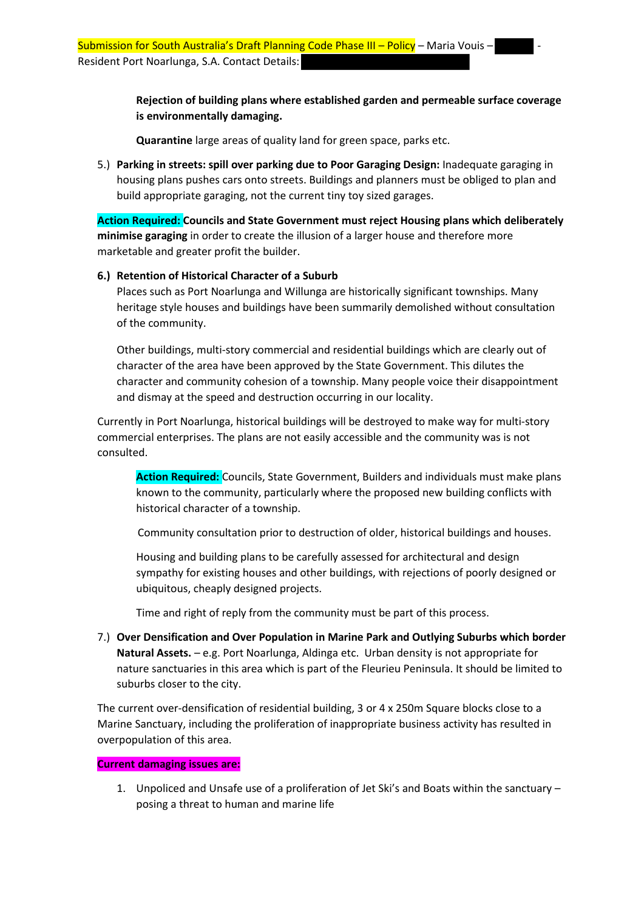**Rejection of building plans where established garden and permeable surface coverage is environmentally damaging.**

**Quarantine** large areas of quality land for green space, parks etc.

5.) **Parking in streets: spill over parking due to Poor Garaging Design:** Inadequate garaging in housing plans pushes cars onto streets. Buildings and planners must be obliged to plan and build appropriate garaging, not the current tiny toy sized garages.

**Action Required:** **Councils and State Government must reject Housing plans which deliberately minimise garaging** in order to create the illusion of a larger house and therefore more marketable and greater profit the builder.

**6.) Retention of Historical Character of a Suburb**

Places such as Port Noarlunga and Willunga are historically significant townships. Many heritage style houses and buildings have been summarily demolished without consultation of the community.

Other buildings, multi-story commercial and residential buildings which are clearly out of character of the area have been approved by the State Government. This dilutes the character and community cohesion of a township. Many people voice their disappointment and dismay at the speed and destruction occurring in our locality.

Currently in Port Noarlunga, historical buildings will be destroyed to make way for multi-story commercial enterprises. The plans are not easily accessible and the community was is not consulted.

**Action Required:** Councils, State Government, Builders and individuals must make plans known to the community, particularly where the proposed new building conflicts with historical character of a township.

Community consultation prior to destruction of older, historical buildings and houses.

Housing and building plans to be carefully assessed for architectural and design sympathy for existing houses and other buildings, with rejections of poorly designed or ubiquitous, cheaply designed projects.

Time and right of reply from the community must be part of this process.

7.) **Over Densification and Over Population in Marine Park and Outlying Suburbs which border Natural Assets.** – e.g. Port Noarlunga, Aldinga etc. Urban density is not appropriate for nature sanctuaries in this area which is part of the Fleurieu Peninsula. It should be limited to suburbs closer to the city.

The current over-densification of residential building, 3 or 4 x 250m Square blocks close to a Marine Sanctuary, including the proliferation of inappropriate business activity has resulted in overpopulation of this area.

**Current damaging issues are:**

1. Unpoliced and Unsafe use of a proliferation of Jet Ski's and Boats within the sanctuary – posing a threat to human and marine life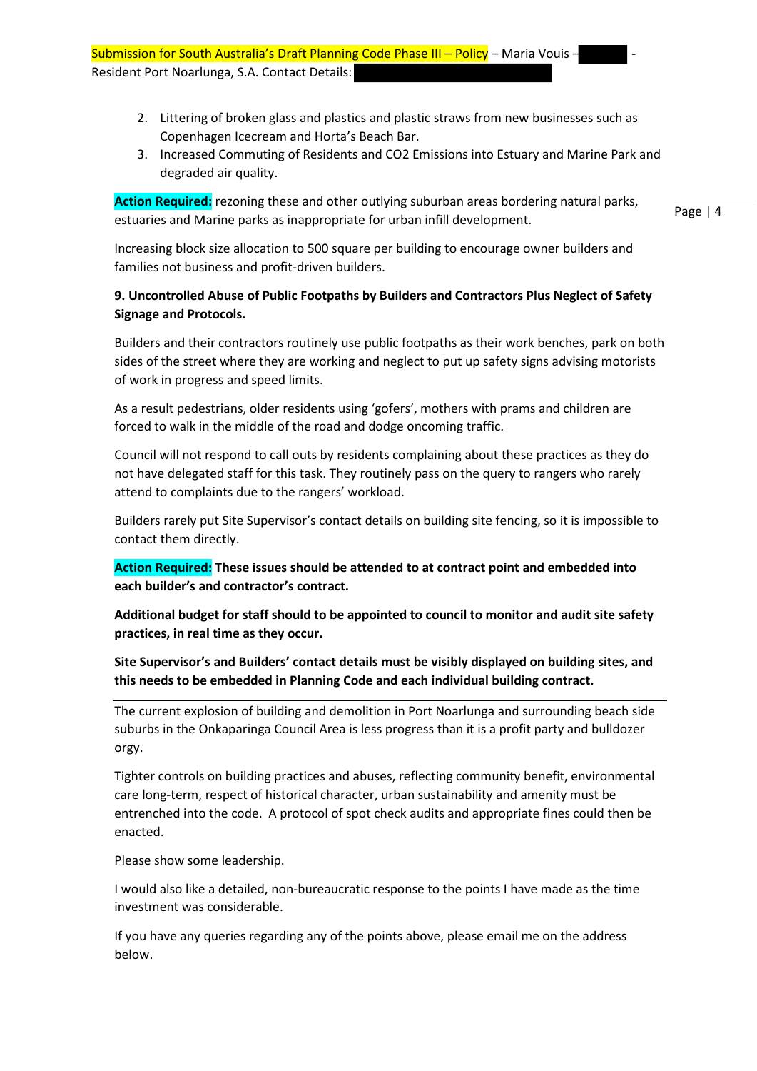2. Littering of broken glass and plastics and plastic straws from new businesses such as Copenhagen Icecream and Horta's Beach Bar.
3. Increased Commuting of Residents and $CO_2$ Emissions into Estuary and Marine Park and degraded air quality.

**Action Required:** rezoning these and other outlying suburban areas bordering natural parks, estuaries and Marine parks as inappropriate for urban infill development.

Increasing block size allocation to 500 square per building to encourage owner builders and families not business and profit-driven builders.

**9. Uncontrolled Abuse of Public Footpaths by Builders and Contractors Plus Neglect of Safety Signage and Protocols.**

Builders and their contractors routinely use public footpaths as their work benches, park on both sides of the street where they are working and neglect to put up safety signs advising motorists of work in progress and speed limits.

As a result pedestrians, older residents using 'gofers', mothers with prams and children are forced to walk in the middle of the road and dodge oncoming traffic.

Council will not respond to call outs by residents complaining about these practices as they do not have delegated staff for this task. They routinely pass on the query to rangers who rarely attend to complaints due to the rangers' workload.

Builders rarely put Site Supervisor's contact details on building site fencing, so it is impossible to contact them directly.

**Action Required: These issues should be attended to at contract point and embedded into each builder's and contractor's contract.**

**Additional budget for staff should to be appointed to council to monitor and audit site safety practices, in real time as they occur.**

**Site Supervisor's and Builders' contact details must be visibly displayed on building sites, and this needs to be embedded in Planning Code and each individual building contract.**

---

The current explosion of building and demolition in Port Noarlunga and surrounding beach side suburbs in the Onkaparinga Council Area is less progress than it is a profit party and bulldozer orgy.

Tighter controls on building practices and abuses, reflecting community benefit, environmental care long-term, respect of historical character, urban sustainability and amenity must be entrenched into the code. A protocol of spot check audits and appropriate fines could then be enacted.

Please show some leadership.

I would also like a detailed, non-bureaucratic response to the points I have made as the time investment was considerable.

If you have any queries regarding any of the points above, please email me on the address below.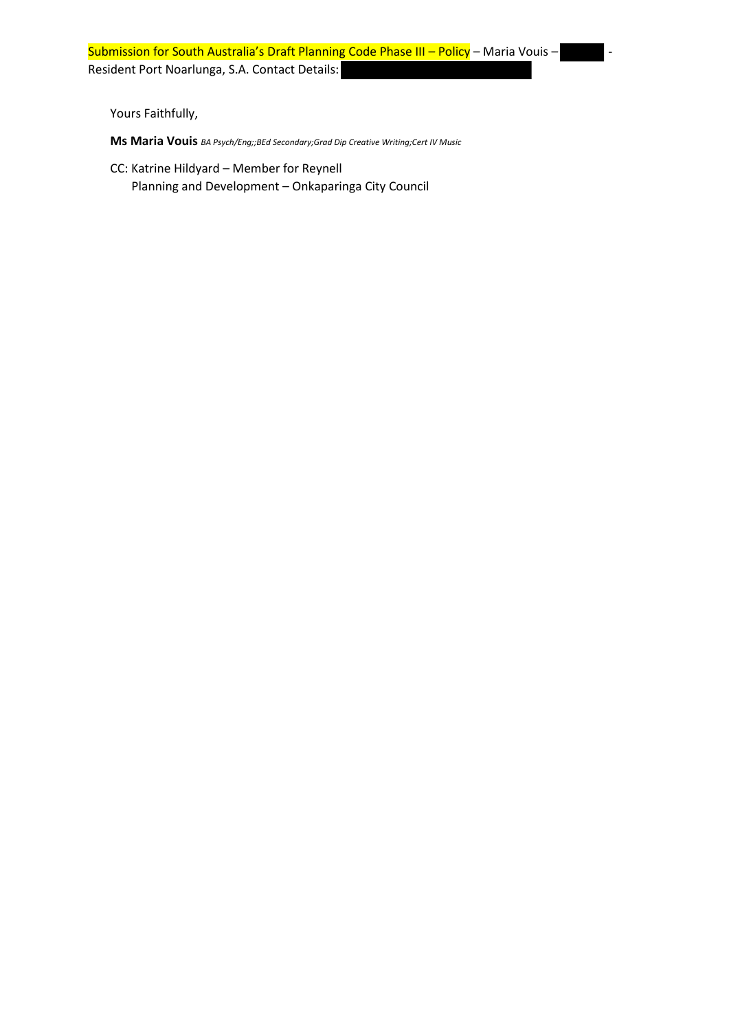Yours Faithfully,

**Ms Maria Vouis** *BA Psych/Eng;;BEd Secondary;Grad Dip Creative Writing;Cert IV Music*

CC: Katrine Hildyard – Member for Reynell
Planning and Development – Onkaparinga City Council